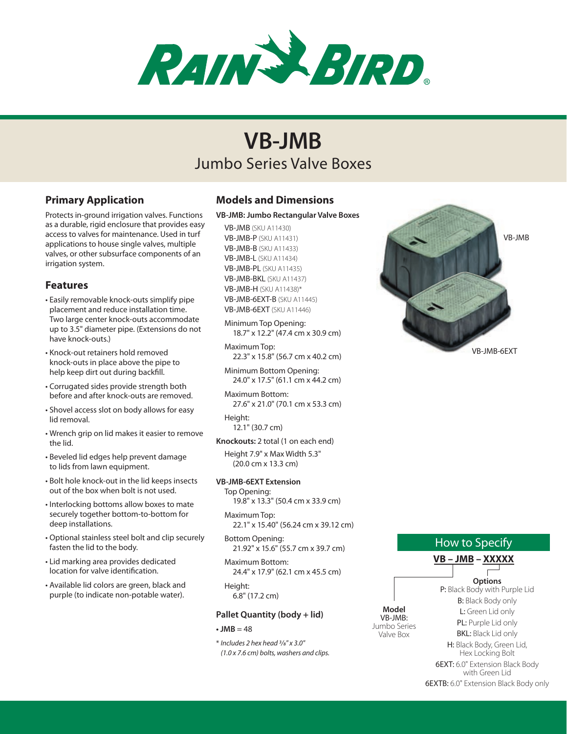# VB-JMB

## Jumbo Series Valve Boxes

### Primary Application

Protects in-ground irrigation valves. Functions as a durable, rigid enclosure that provides easy access to valves for maintenance. Used in turf applications to house single valves, multiple valves, or other subsurface components of an irrigation system.

### Features

- Easily removable knock-outs simplify pipe placement and reduce installation time. Two large center knock-outs accommodate up to 3.5" diameter pipe. (Extensions do not have knock-outs.)
- Knock-out retainers hold removed knock-outs in place above the pipe to help keep dirt out during backfill.
- Corrugated sides provide strength both before and after knock-outs are removed.
- Shovel access slot on body allows for easy lid removal.
- Wrench grip on lid makes it easier to remove the lid.
- Beveled lid edges help prevent damage to lids from lawn equipment.
- Bolt hole knock-out in the lid keeps insects out of the box when bolt is not used.
- Interlocking bottoms allow boxes to mate securely together bottom-to-bottom for deep installations.
- Optional stainless steel bolt and clip securely fasten the lid to the body.
- Lid marking area provides dedicated location for valve identification.
- Available lid colors are green, black and purple (to indicate non-potable water).

### Models and Dimensions

**VB-JMB: Jumbo Rectangular Valve Boxes**

VB-JMB (SKU A11430)
VB-JMB-P (SKU A11431)
VB-JMB-B (SKU A11433)
VB-JMB-L (SKU A11434)
VB-JMB-PL (SKU A11435)
VB-JMB-BKL (SKU A11437)
VB-JMB-H (SKU A11438)*
VB-JMB-6EXT-B (SKU A11445)
VB-JMB-6EXT (SKU A11446)

Minimum Top Opening:
18.7" x 12.2" (47.4 cm x 30.9 cm)

Maximum Top:
22.3" x 15.8" (56.7 cm x 40.2 cm)

Minimum Bottom Opening:
24.0" x 17.5" (61.1 cm x 44.2 cm)

Maximum Bottom:
27.6" x 21.0" (70.1 cm x 53.3 cm)

Height:
12.1" (30.7 cm)

**Knockouts:** 2 total (1 on each end)

Height 7.9" x Max Width 5.3"
(20.0 cm x 13.3 cm)

**VB-JMB-6EXT Extension**

Top Opening:
19.8" x 13.3" (50.4 cm x 33.9 cm)

Maximum Top:
22.1" x 15.40" (56.24 cm x 39.12 cm)

Bottom Opening:
21.92" x 15.6" (55.7 cm x 39.7 cm)

Maximum Bottom:
24.4" x 17.9" (62.1 cm x 45.5 cm)

Height:
6.8" (17.2 cm)

### Pallet Quantity (body + lid)

- **JMB** = 48

*\* Includes 2 hex head 3/8" x 3.0" (1.0 x 7.6 cm) bolts, washers and clips.*

VB-JMB

VB-JMB-6EXT

### How to Specify

**VB – JMB – XXXXX**

**Model**
VB-JMB:
Jumbo Series Valve Box

**Options**
P: Black Body with Purple Lid
B: Black Body only
L: Green Lid only
PL: Purple Lid only
BKL: Black Lid only
H: Black Body, Green Lid, Hex Locking Bolt
6EXT: 6.0" Extension Black Body with Green Lid
6EXTB: 6.0" Extension Black Body only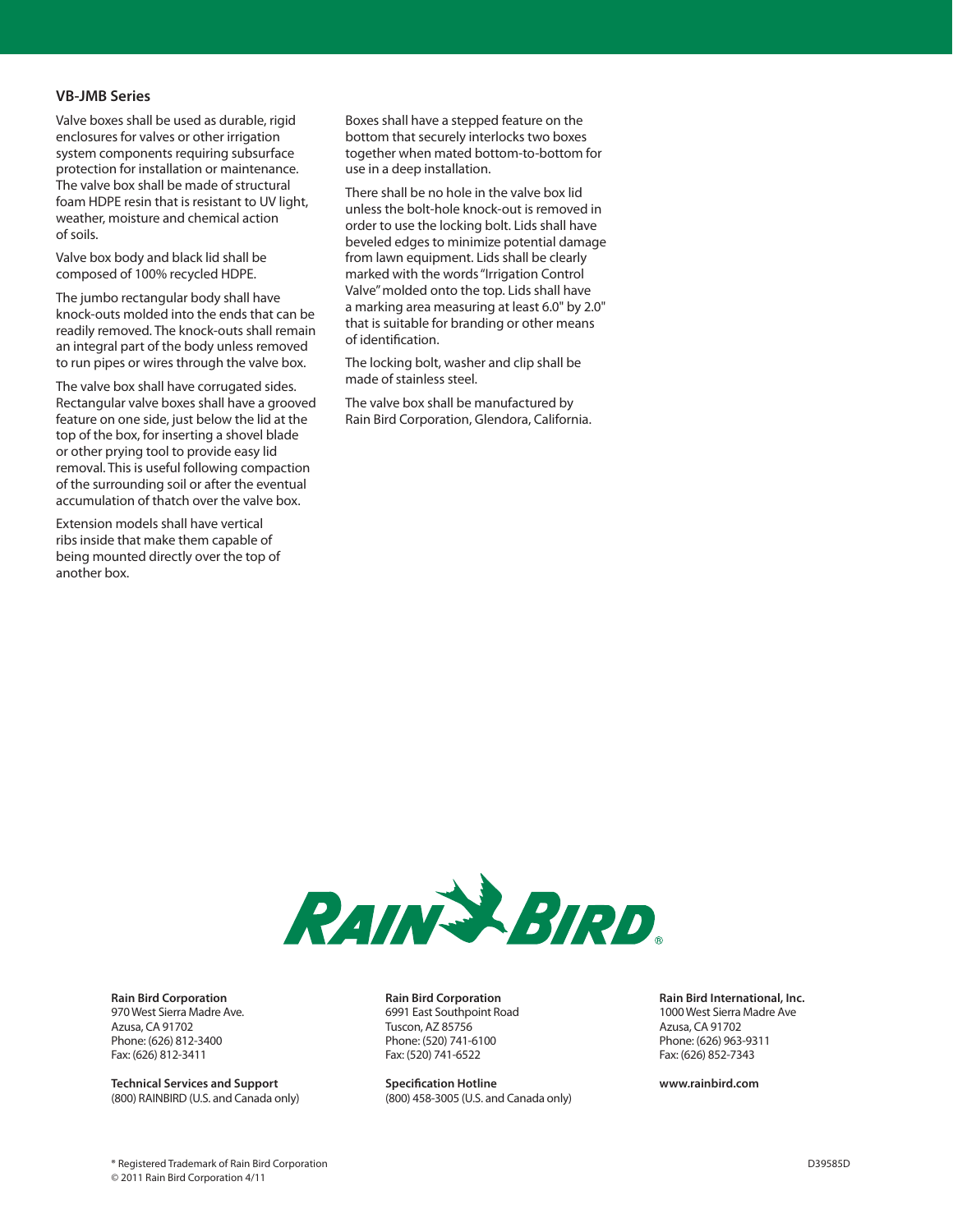### VB-JMB Series

Valve boxes shall be used as durable, rigid enclosures for valves or other irrigation system components requiring subsurface protection for installation or maintenance. The valve box shall be made of structural foam HDPE resin that is resistant to UV light, weather, moisture and chemical action of soils.

Valve box body and black lid shall be composed of 100% recycled HDPE.

The jumbo rectangular body shall have knock-outs molded into the ends that can be readily removed. The knock-outs shall remain an integral part of the body unless removed to run pipes or wires through the valve box.

The valve box shall have corrugated sides. Rectangular valve boxes shall have a grooved feature on one side, just below the lid at the top of the box, for inserting a shovel blade or other prying tool to provide easy lid removal. This is useful following compaction of the surrounding soil or after the eventual accumulation of thatch over the valve box.

Extension models shall have vertical ribs inside that make them capable of being mounted directly over the top of another box.

Boxes shall have a stepped feature on the bottom that securely interlocks two boxes together when mated bottom-to-bottom for use in a deep installation.

There shall be no hole in the valve box lid unless the bolt-hole knock-out is removed in order to use the locking bolt. Lids shall have beveled edges to minimize potential damage from lawn equipment. Lids shall be clearly marked with the words "Irrigation Control Valve" molded onto the top. Lids shall have a marking area measuring at least 6.0" by 2.0" that is suitable for branding or other means of identification.

The locking bolt, washer and clip shall be made of stainless steel.

The valve box shall be manufactured by Rain Bird Corporation, Glendora, California.

RAIN BIRD®

**Rain Bird Corporation**
970 West Sierra Madre Ave.
Azusa, CA 91702
Phone: (626) 812-3400
Fax: (626) 812-3411

**Technical Services and Support**
(800) RAINBIRD (U.S. and Canada only)

**Rain Bird Corporation**
6991 East Southpoint Road
Tuscon, AZ 85756
Phone: (520) 741-6100
Fax: (520) 741-6522

**Specification Hotline**
(800) 458-3005 (U.S. and Canada only)

**Rain Bird International, Inc.**
1000 West Sierra Madre Ave
Azusa, CA 91702
Phone: (626) 963-9311
Fax: (626) 852-7343

**www.rainbird.com**

® Registered Trademark of Rain Bird Corporation
© 2011 Rain Bird Corporation 4/11

D39585D